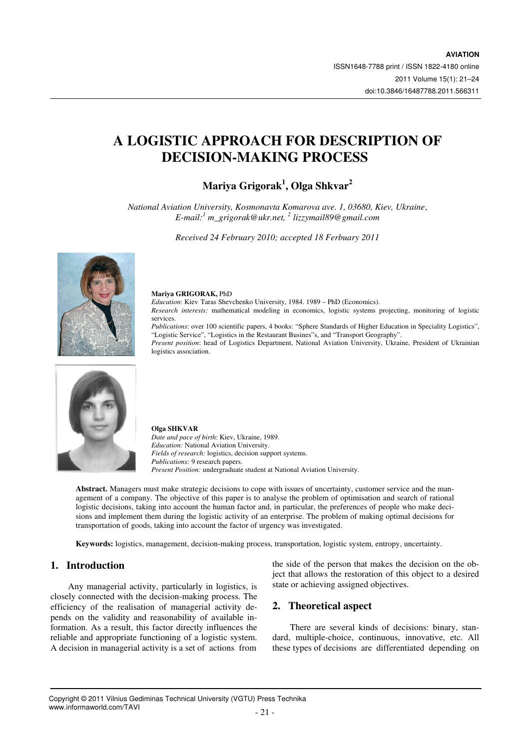# A LOGISTIC APPROACH FOR DESCRIPTION OF DECISION-MAKING PROCESS

**Mariya Grigorak[1], Olga Shkvar[2]**

*National Aviation University, Kosmonavta Komarova ave. 1, 03680, Kiev, Ukraine, E-mail:[1] m_grigorak@ukr.net, [2] lizzymail89@gmail.com*

*Received 24 February 2010; accepted 18 Ferbuary 2011*

**Mariya GRIGORAK,** PhD
*Education*: Kiev Taras Shevchenko University, 1984. 1989 – PhD (Economics).
*Research interests:* mathematical modeling in economics, logistic systems projecting, monitoring of logistic services.
*Publications*: over 100 scientific papers, 4 books: "Sphere Standards of Higher Education in Speciality Logistics", "Logistic Service", "Logistics in the Restaurant Busines"s, and "Transport Geography".
*Present position*: head of Logistics Department, National Aviation University, Ukraine, President of Ukrainian logistics association.

**Olga SHKVAR**
*Date and pace of birth*: Kiev, Ukraine, 1989.
*Education:* National Aviation University.
*Fields of research:* logistics, decision support systems.
*Publications:* 9 research papers.
*Present Position:* undergraduate student at National Aviation University.

**Abstract.** Managers must make strategic decisions to cope with issues of uncertainty, customer service and the management of a company. The objective of this paper is to analyse the problem of optimisation and search of rational logistic decisions, taking into account the human factor and, in particular, the preferences of people who make decisions and implement them during the logistic activity of an enterprise. The problem of making optimal decisions for transportation of goods, taking into account the factor of urgency was investigated.

**Keywords:** logistics, management, decision-making process, transportation, logistic system, entropy, uncertainty.

## 1. Introduction

Any managerial activity, particularly in logistics, is closely connected with the decision-making process. The efficiency of the realisation of managerial activity depends on the validity and reasonability of available information. As a result, this factor directly influences the reliable and appropriate functioning of a logistic system. A decision in managerial activity is a set of actions from the side of the person that makes the decision on the object that allows the restoration of this object to a desired state or achieving assigned objectives.

## 2. Theoretical aspect

There are several kinds of decisions: binary, standard, multiple-choice, continuous, innovative, etc. All these types of decisions are differentiated depending on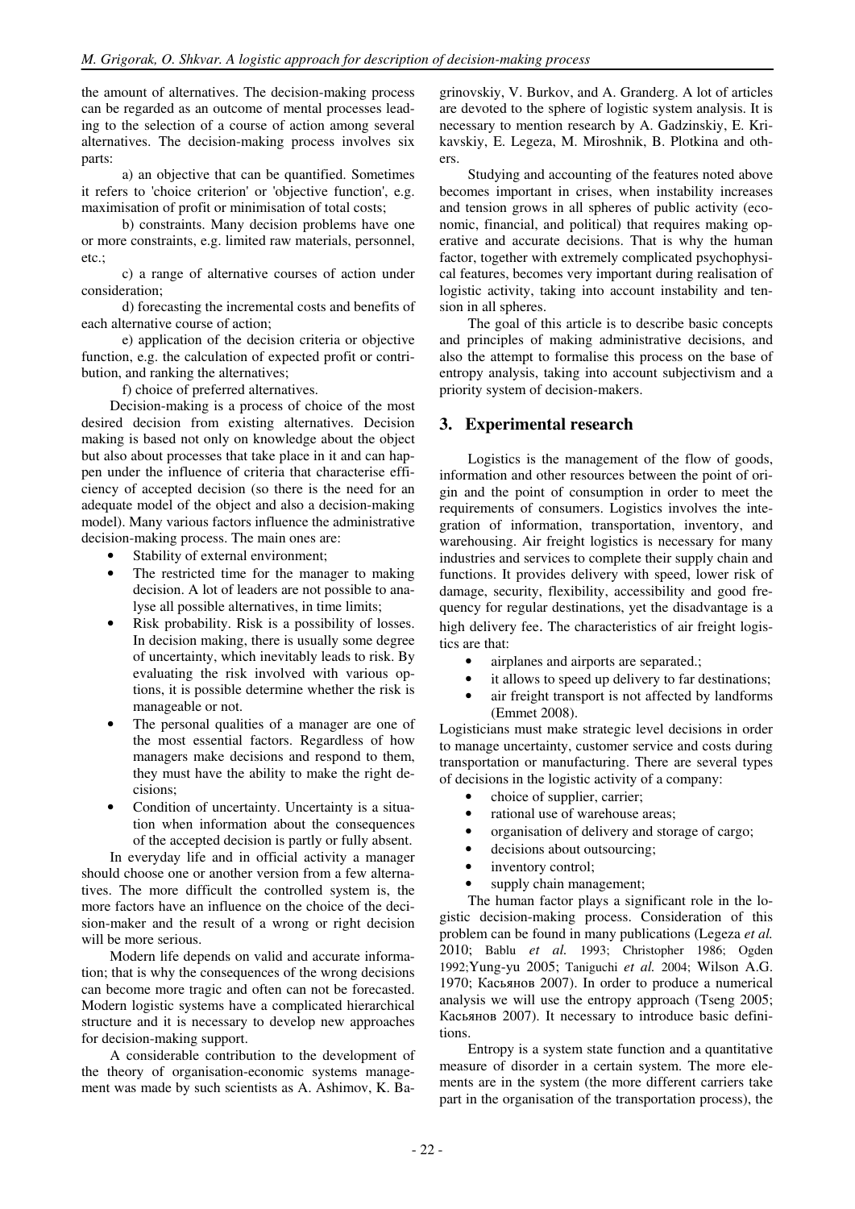the amount of alternatives. The decision-making process can be regarded as an outcome of mental processes leading to the selection of a course of action among several alternatives. The decision-making process involves six parts:

a) an objective that can be quantified. Sometimes it refers to 'choice criterion' or 'objective function', e.g. maximisation of profit or minimisation of total costs;

b) constraints. Many decision problems have one or more constraints, e.g. limited raw materials, personnel, etc.;

c) a range of alternative courses of action under consideration;

d) forecasting the incremental costs and benefits of each alternative course of action;

e) application of the decision criteria or objective function, e.g. the calculation of expected profit or contribution, and ranking the alternatives;

f) choice of preferred alternatives.

Decision-making is a process of choice of the most desired decision from existing alternatives. Decision making is based not only on knowledge about the object but also about processes that take place in it and can happen under the influence of criteria that characterise efficiency of accepted decision (so there is the need for an adequate model of the object and also a decision-making model). Many various factors influence the administrative decision-making process. The main ones are:

- Stability of external environment;
- The restricted time for the manager to making decision. A lot of leaders are not possible to analyse all possible alternatives, in time limits;
- Risk probability. Risk is a possibility of losses. In decision making, there is usually some degree of uncertainty, which inevitably leads to risk. By evaluating the risk involved with various options, it is possible determine whether the risk is manageable or not.
- The personal qualities of a manager are one of the most essential factors. Regardless of how managers make decisions and respond to them, they must have the ability to make the right decisions;
- Condition of uncertainty. Uncertainty is a situation when information about the consequences of the accepted decision is partly or fully absent.

In everyday life and in official activity a manager should choose one or another version from a few alternatives. The more difficult the controlled system is, the more factors have an influence on the choice of the decision-maker and the result of a wrong or right decision will be more serious.

Modern life depends on valid and accurate information; that is why the consequences of the wrong decisions can become more tragic and often can not be forecasted. Modern logistic systems have a complicated hierarchical structure and it is necessary to develop new approaches for decision-making support.

A considerable contribution to the development of the theory of organisation-economic systems management was made by such scientists as A. Ashimov, K. Bagrinovskiy, V. Burkov, and A. Granderg. A lot of articles are devoted to the sphere of logistic system analysis. It is necessary to mention research by A. Gadzinskiy, E. Krikavskiy, E. Legeza, M. Miroshnik, B. Plotkina and others.

Studying and accounting of the features noted above becomes important in crises, when instability increases and tension grows in all spheres of public activity (economic, financial, and political) that requires making operative and accurate decisions. That is why the human factor, together with extremely complicated psychophysical features, becomes very important during realisation of logistic activity, taking into account instability and tension in all spheres.

The goal of this article is to describe basic concepts and principles of making administrative decisions, and also the attempt to formalise this process on the base of entropy analysis, taking into account subjectivism and a priority system of decision-makers.

## 3. Experimental research

Logistics is the management of the flow of goods, information and other resources between the point of origin and the point of consumption in order to meet the requirements of consumers. Logistics involves the integration of information, transportation, inventory, and warehousing. Air freight logistics is necessary for many industries and services to complete their supply chain and functions. It provides delivery with speed, lower risk of damage, security, flexibility, accessibility and good frequency for regular destinations, yet the disadvantage is a high delivery fee. The characteristics of air freight logistics are that:

- airplanes and airports are separated.;
- it allows to speed up delivery to far destinations;
- air freight transport is not affected by landforms (Emmet 2008).

Logisticians must make strategic level decisions in order to manage uncertainty, customer service and costs during transportation or manufacturing. There are several types of decisions in the logistic activity of a company:

- choice of supplier, carrier;
- rational use of warehouse areas;
- organisation of delivery and storage of cargo;
- decisions about outsourcing;
- inventory control;
- supply chain management;

The human factor plays a significant role in the logistic decision-making process. Consideration of this problem can be found in many publications (Legeza *et al.* 2010; Bablu *et al.* 1993; Christopher 1986; Ogden 1992;Yung-yu 2005; Taniguchi *et al.* 2004; Wilson A.G. 1970; Касьянов 2007). In order to produce a numerical analysis we will use the entropy approach (Tseng 2005; Касьянов 2007). It necessary to introduce basic definitions.

Entropy is a system state function and a quantitative measure of disorder in a certain system. The more elements are in the system (the more different carriers take part in the organisation of the transportation process), the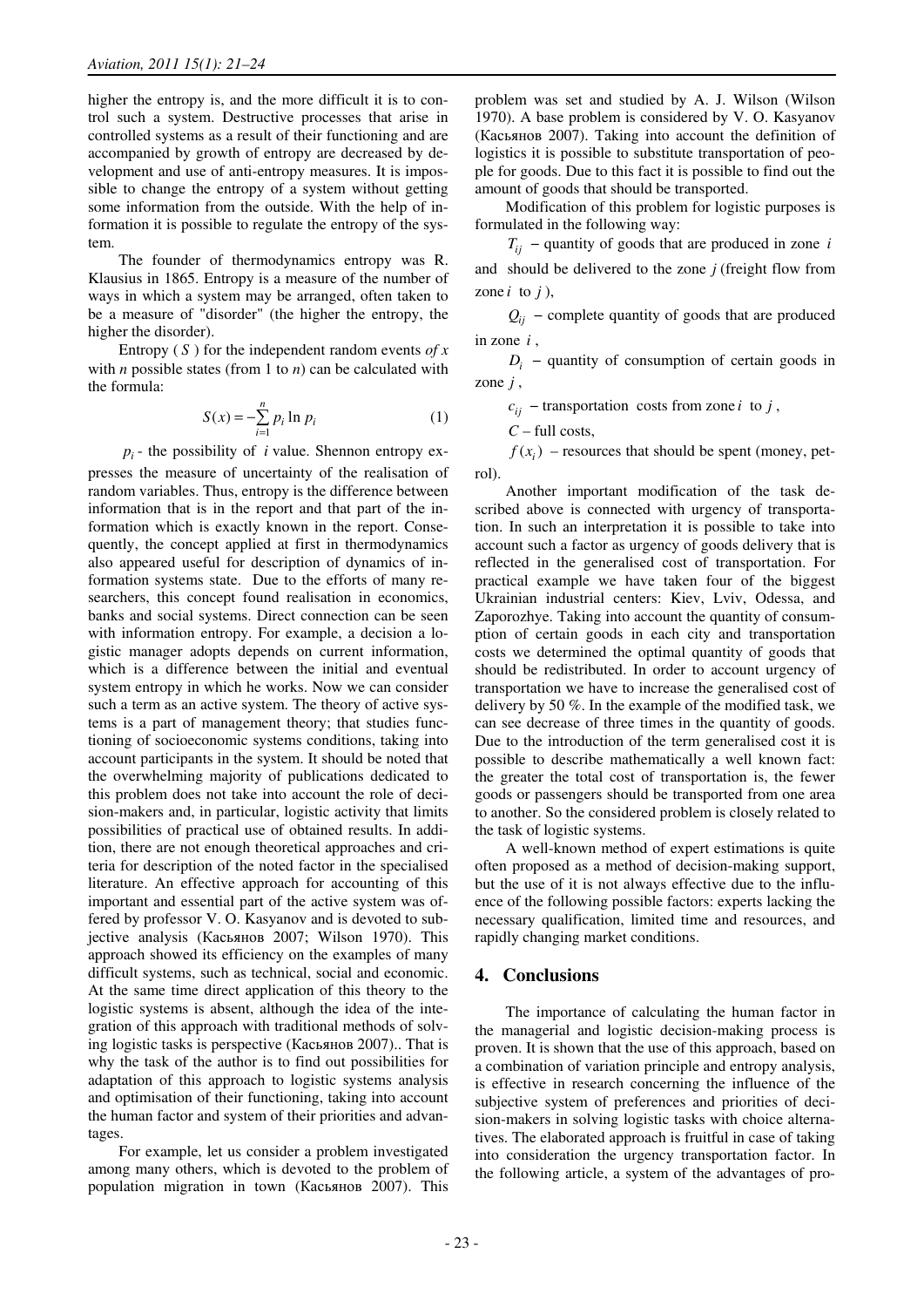higher the entropy is, and the more difficult it is to control such a system. Destructive processes that arise in controlled systems as a result of their functioning and are accompanied by growth of entropy are decreased by development and use of anti-entropy measures. It is impossible to change the entropy of a system without getting some information from the outside. With the help of information it is possible to regulate the entropy of the system.

The founder of thermodynamics entropy was R. Klausius in 1865. Entropy is a measure of the number of ways in which a system may be arranged, often taken to be a measure of "disorder" (the higher the entropy, the higher the disorder).

Entropy ( $S$ ) for the independent random events *of x* with *n* possible states (from 1 to *n*) can be calculated with the formula:

$$S(x) = -\sum_{i=1}^{n} p_i \ln p_i \qquad (1)$$

$p_i$ - the possibility of $i$ value. Shennon entropy expresses the measure of uncertainty of the realisation of random variables. Thus, entropy is the difference between information that is in the report and that part of the information which is exactly known in the report. Consequently, the concept applied at first in thermodynamics also appeared useful for description of dynamics of information systems state. Due to the efforts of many researchers, this concept found realisation in economics, banks and social systems. Direct connection can be seen with information entropy. For example, a decision a logistic manager adopts depends on current information, which is a difference between the initial and eventual system entropy in which he works. Now we can consider such a term as an active system. The theory of active systems is a part of management theory; that studies functioning of socioeconomic systems conditions, taking into account participants in the system. It should be noted that the overwhelming majority of publications dedicated to this problem does not take into account the role of decision-makers and, in particular, logistic activity that limits possibilities of practical use of obtained results. In addition, there are not enough theoretical approaches and criteria for description of the noted factor in the specialised literature. An effective approach for accounting of this important and essential part of the active system was offered by professor V. O. Kasyanov and is devoted to subjective analysis (Касьянов 2007; Wilson 1970). This approach showed its efficiency on the examples of many difficult systems, such as technical, social and economic. At the same time direct application of this theory to the logistic systems is absent, although the idea of the integration of this approach with traditional methods of solving logistic tasks is perspective (Касьянов 2007).. That is why the task of the author is to find out possibilities for adaptation of this approach to logistic systems analysis and optimisation of their functioning, taking into account the human factor and system of their priorities and advantages.

For example, let us consider a problem investigated among many others, which is devoted to the problem of population migration in town (Касьянов 2007). This problem was set and studied by A. J. Wilson (Wilson 1970). A base problem is considered by V. O. Kasyanov (Касьянов 2007). Taking into account the definition of logistics it is possible to substitute transportation of people for goods. Due to this fact it is possible to find out the amount of goods that should be transported.

Modification of this problem for logistic purposes is formulated in the following way:

$T_{ij}$ – quantity of goods that are produced in zone $i$ and should be delivered to the zone *j* (freight flow from zone $i$ to $j$ ),

$Q_{ij}$ – complete quantity of goods that are produced in zone $i$ ,

$D_i$ – quantity of consumption of certain goods in zone $j$ ,

$c_{ij}$ – transportation costs from zone $i$ to $j$ ,

$C$ – full costs,

$f(x_i)$ – resources that should be spent (money, petrol).

Another important modification of the task described above is connected with urgency of transportation. In such an interpretation it is possible to take into account such a factor as urgency of goods delivery that is reflected in the generalised cost of transportation. For practical example we have taken four of the biggest Ukrainian industrial centers: Kiev, Lviv, Odessa, and Zaporozhye. Taking into account the quantity of consumption of certain goods in each city and transportation costs we determined the optimal quantity of goods that should be redistributed. In order to account urgency of transportation we have to increase the generalised cost of delivery by 50 %. In the example of the modified task, we can see decrease of three times in the quantity of goods. Due to the introduction of the term generalised cost it is possible to describe mathematically a well known fact: the greater the total cost of transportation is, the fewer goods or passengers should be transported from one area to another. So the considered problem is closely related to the task of logistic systems.

A well-known method of expert estimations is quite often proposed as a method of decision-making support, but the use of it is not always effective due to the influence of the following possible factors: experts lacking the necessary qualification, limited time and resources, and rapidly changing market conditions.

## 4. Conclusions

The importance of calculating the human factor in the managerial and logistic decision-making process is proven. It is shown that the use of this approach, based on a combination of variation principle and entropy analysis, is effective in research concerning the influence of the subjective system of preferences and priorities of decision-makers in solving logistic tasks with choice alternatives. The elaborated approach is fruitful in case of taking into consideration the urgency transportation factor. In the following article, a system of the advantages of pro-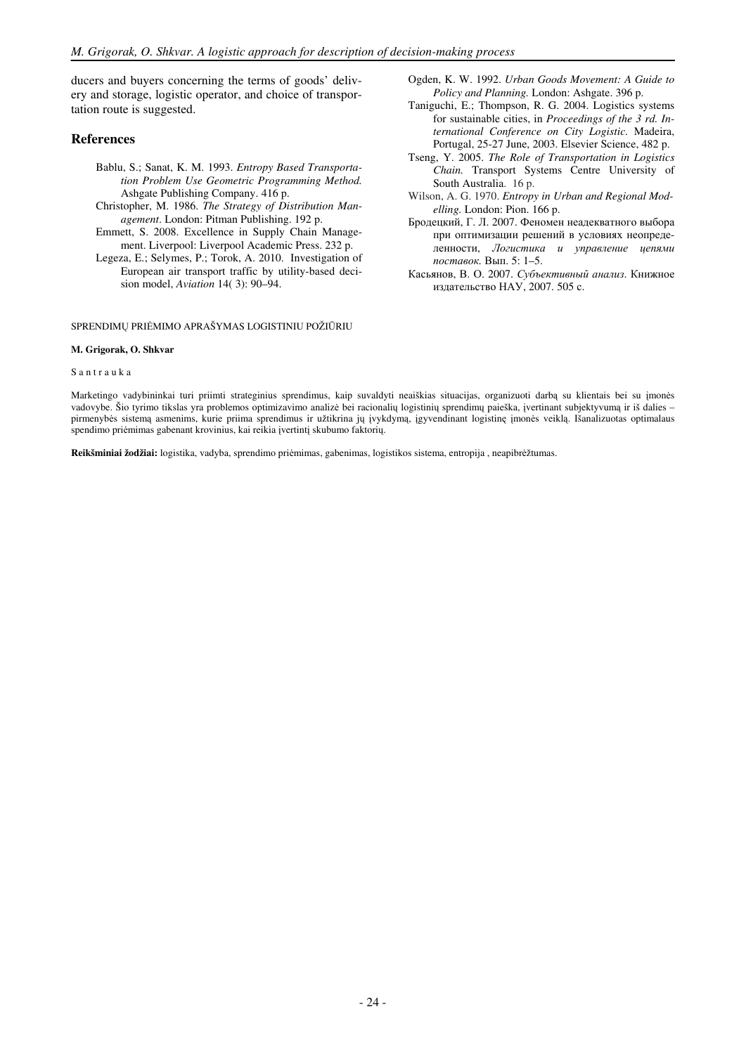ducers and buyers concerning the terms of goods' delivery and storage, logistic operator, and choice of transportation route is suggested.

## References

Bablu, S.; Sanat, K. M. 1993. *Entropy Based Transportation Problem Use Geometric Programming Method.* Ashgate Publishing Company. 416 p.

Christopher, M. 1986. *The Strategy of Distribution Management*. London: Pitman Publishing. 192 p.

Emmett, S. 2008. Excellence in Supply Chain Management. Liverpool: Liverpool Academic Press. 232 p.

Legeza, E.; Selymes, P.; Torok, A. 2010. Investigation of European air transport traffic by utility-based decision model, *Aviation* 14( 3): 90–94.

Ogden, K. W. 1992. *Urban Goods Movement: A Guide to Policy and Planning.* London: Ashgate. 396 p.

Taniguchi, E.; Thompson, R. G. 2004. Logistics systems for sustainable cities, in *Proceedings of the 3 rd. International Conference on City Logistic.* Madeira, Portugal, 25-27 June, 2003. Elsevier Science, 482 p.

Tseng, Y. 2005. *The Role of Transportation in Logistics Chain.* Transport Systems Centre University of South Australia. 16 p.

Wilson, A. G. 1970. *Entropy in Urban and Regional Modelling.* London: Pion. 166 p.

Бродецкий, Г. Л. 2007. Феномен неадекватного выбора при оптимизации решений в условиях неопределенности, *Логистика и управление цепями поставок.* Вып. 5: 1–5.

Касьянов, В. О. 2007. *Субъективный анализ*. Книжное издательство НАУ, 2007. 505 с.

SPRENDIMŲ PRIĖMIMO APRAŠYMAS LOGISTINIU POŽIŪRIU

**M. Grigorak, O. Shkvar**

S a n t r a u k a

Marketingo vadybininkai turi priimti strateginius sprendimus, kaip suvaldyti neaiškias situacijas, organizuoti darbą su klientais bei su įmonės vadovybe. Šio tyrimo tikslas yra problemos optimizavimo analizė bei racionalių logistinių sprendimų paieška, įvertinant subjektyvumą ir iš dalies – pirmenybės sistemą asmenims, kurie priima sprendimus ir užtikrina jų įvykdymą, įgyvendinant logistinę įmonės veiklą. Išanalizuotas optimalaus spendimo priėmimas gabenant krovinius, kai reikia įvertintį skubumo faktorių.

**Reikšminiai žodžiai:** logistika, vadyba, sprendimo priėmimas, gabenimas, logistikos sistema, entropija , neapibrėžtumas.